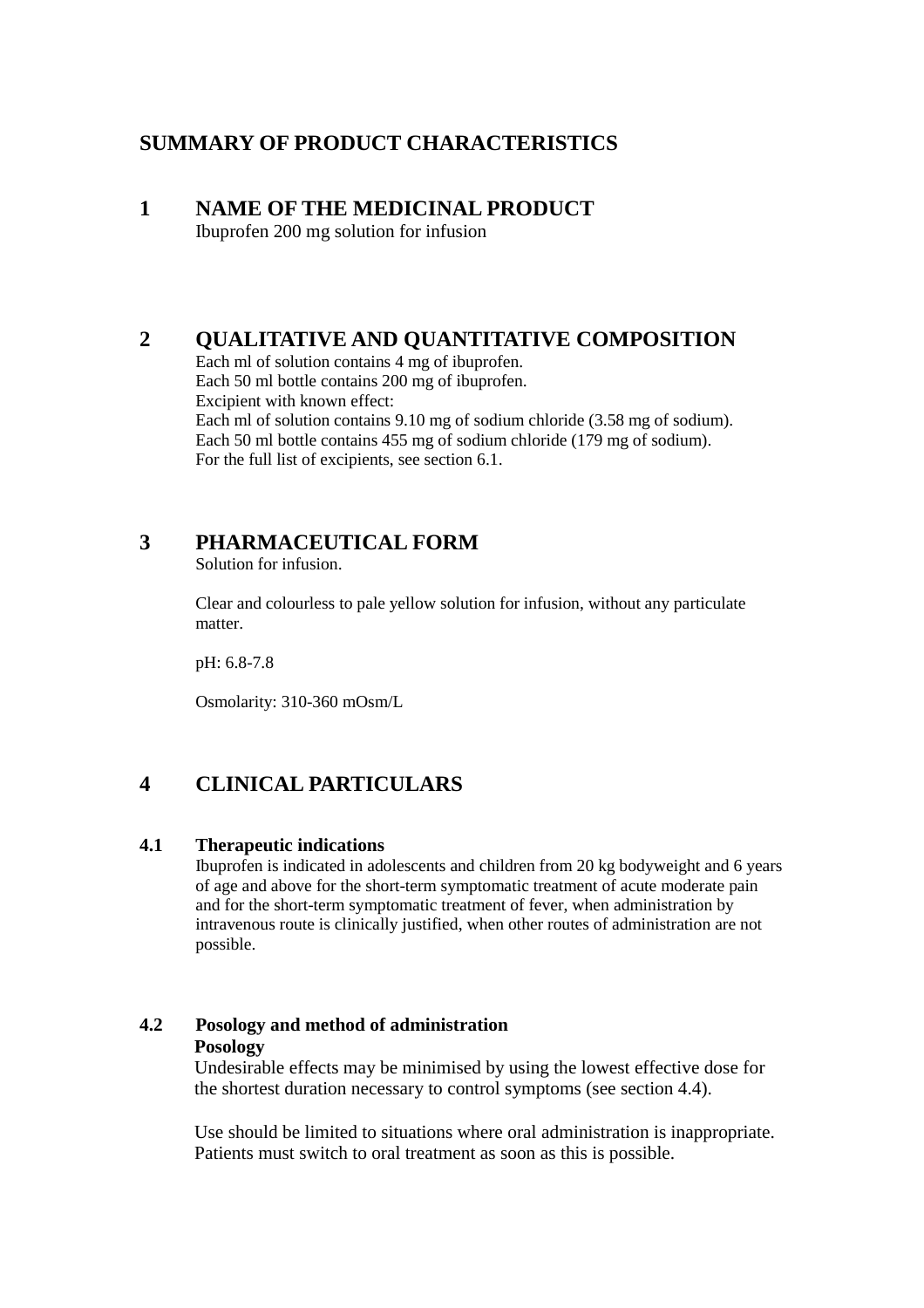# SUMMARY OF PRODUCT CHARACTERISTICS

## 1 NAME OF THE MEDICINAL PRODUCT

Ibuprofen 200 mg solution for infusion

## 2 QUALITATIVE AND QUANTITATIVE COMPOSITION

Each ml of solution contains 4 mg of ibuprofen.
Each 50 ml bottle contains 200 mg of ibuprofen.
Excipient with known effect:
Each ml of solution contains 9.10 mg of sodium chloride (3.58 mg of sodium).
Each 50 ml bottle contains 455 mg of sodium chloride (179 mg of sodium).
For the full list of excipients, see section 6.1.

## 3 PHARMACEUTICAL FORM

Solution for infusion.

Clear and colourless to pale yellow solution for infusion, without any particulate matter.

pH: 6.8-7.8

Osmolarity: 310-360 mOsm/L

## 4 CLINICAL PARTICULARS

### 4.1 Therapeutic indications

Ibuprofen is indicated in adolescents and children from 20 kg bodyweight and 6 years of age and above for the short-term symptomatic treatment of acute moderate pain and for the short-term symptomatic treatment of fever, when administration by intravenous route is clinically justified, when other routes of administration are not possible.

### 4.2 Posology and method of administration

**Posology**

Undesirable effects may be minimised by using the lowest effective dose for the shortest duration necessary to control symptoms (see section 4.4).

Use should be limited to situations where oral administration is inappropriate. Patients must switch to oral treatment as soon as this is possible.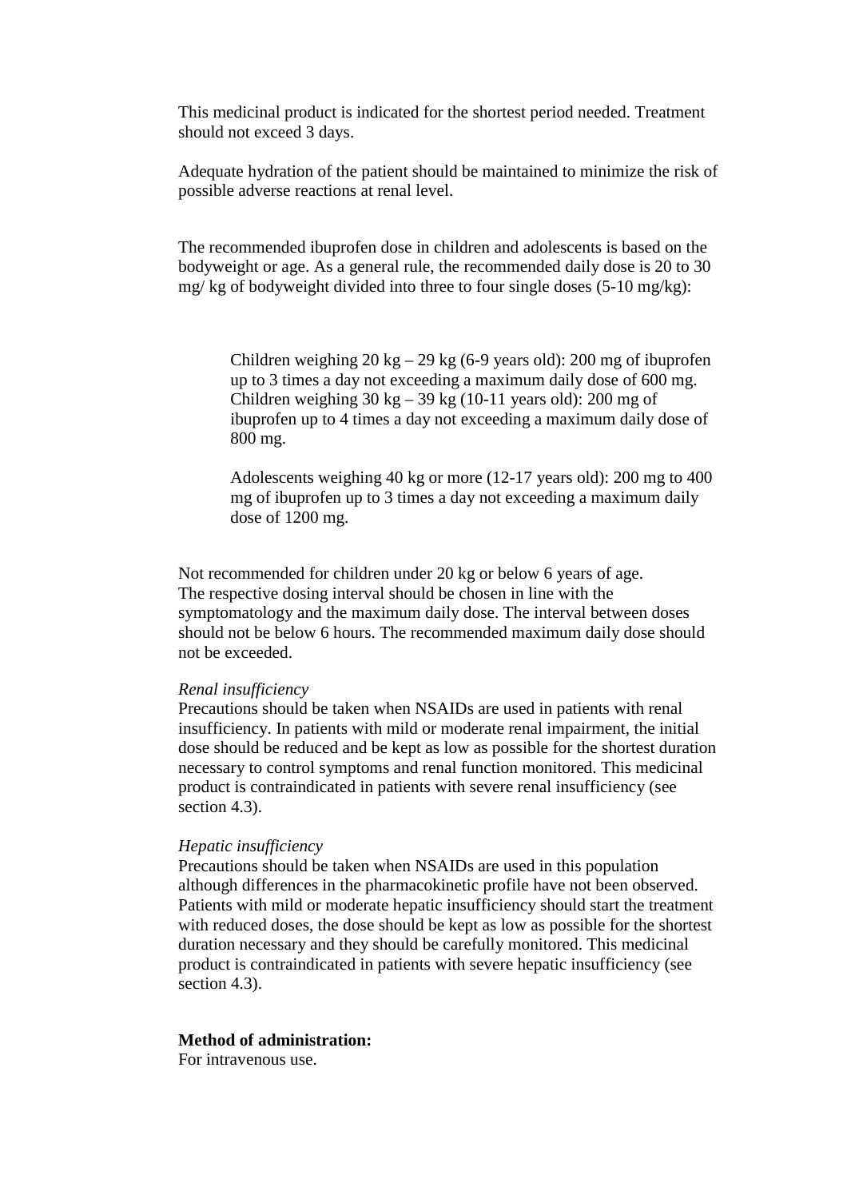This medicinal product is indicated for the shortest period needed. Treatment should not exceed 3 days.

Adequate hydration of the patient should be maintained to minimize the risk of possible adverse reactions at renal level.

The recommended ibuprofen dose in children and adolescents is based on the bodyweight or age. As a general rule, the recommended daily dose is 20 to 30 mg/ kg of bodyweight divided into three to four single doses (5-10 mg/kg):

> Children weighing 20 kg – 29 kg (6-9 years old): 200 mg of ibuprofen up to 3 times a day not exceeding a maximum daily dose of 600 mg.
> Children weighing 30 kg – 39 kg (10-11 years old): 200 mg of ibuprofen up to 4 times a day not exceeding a maximum daily dose of 800 mg.
>
> Adolescents weighing 40 kg or more (12-17 years old): 200 mg to 400 mg of ibuprofen up to 3 times a day not exceeding a maximum daily dose of 1200 mg.

Not recommended for children under 20 kg or below 6 years of age.
The respective dosing interval should be chosen in line with the symptomatology and the maximum daily dose. The interval between doses should not be below 6 hours. The recommended maximum daily dose should not be exceeded.

*Renal insufficiency*
Precautions should be taken when NSAIDs are used in patients with renal insufficiency. In patients with mild or moderate renal impairment, the initial dose should be reduced and be kept as low as possible for the shortest duration necessary to control symptoms and renal function monitored. This medicinal product is contraindicated in patients with severe renal insufficiency (see section 4.3).

*Hepatic insufficiency*
Precautions should be taken when NSAIDs are used in this population although differences in the pharmacokinetic profile have not been observed. Patients with mild or moderate hepatic insufficiency should start the treatment with reduced doses, the dose should be kept as low as possible for the shortest duration necessary and they should be carefully monitored. This medicinal product is contraindicated in patients with severe hepatic insufficiency (see section 4.3).

**Method of administration:**
For intravenous use.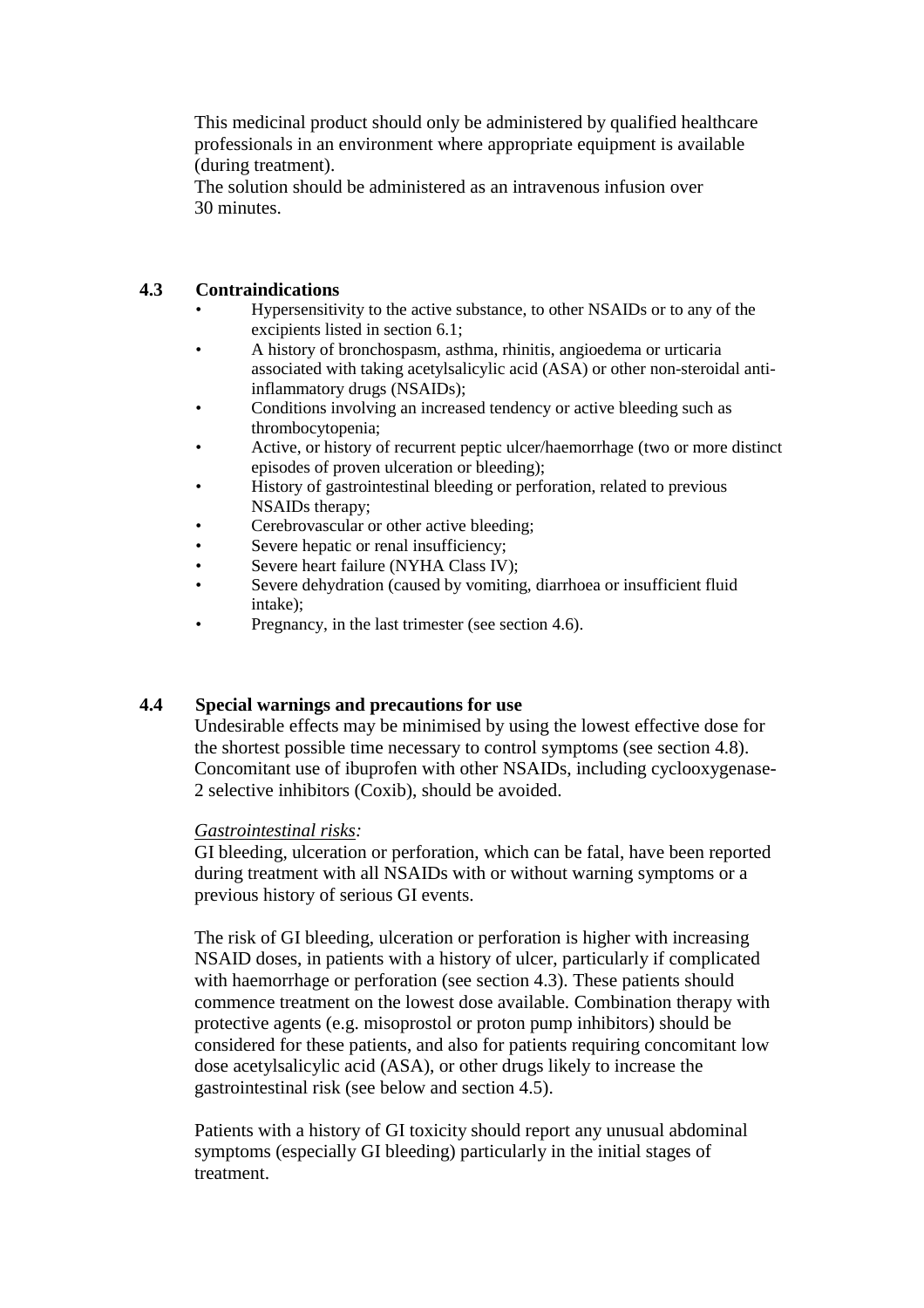This medicinal product should only be administered by qualified healthcare professionals in an environment where appropriate equipment is available (during treatment).
The solution should be administered as an intravenous infusion over 30 minutes.

## 4.3 Contraindications

- Hypersensitivity to the active substance, to other NSAIDs or to any of the excipients listed in section 6.1;
- A history of bronchospasm, asthma, rhinitis, angioedema or urticaria associated with taking acetylsalicylic acid (ASA) or other non-steroidal anti-inflammatory drugs (NSAIDs);
- Conditions involving an increased tendency or active bleeding such as thrombocytopenia;
- Active, or history of recurrent peptic ulcer/haemorrhage (two or more distinct episodes of proven ulceration or bleeding);
- History of gastrointestinal bleeding or perforation, related to previous NSAIDs therapy;
- Cerebrovascular or other active bleeding;
- Severe hepatic or renal insufficiency;
- Severe heart failure (NYHA Class IV);
- Severe dehydration (caused by vomiting, diarrhoea or insufficient fluid intake);
- Pregnancy, in the last trimester (see section 4.6).

## 4.4 Special warnings and precautions for use

Undesirable effects may be minimised by using the lowest effective dose for the shortest possible time necessary to control symptoms (see section 4.8).
Concomitant use of ibuprofen with other NSAIDs, including cyclooxygenase-2 selective inhibitors (Coxib), should be avoided.

*Gastrointestinal risks:*
GI bleeding, ulceration or perforation, which can be fatal, have been reported during treatment with all NSAIDs with or without warning symptoms or a previous history of serious GI events.

The risk of GI bleeding, ulceration or perforation is higher with increasing NSAID doses, in patients with a history of ulcer, particularly if complicated with haemorrhage or perforation (see section 4.3). These patients should commence treatment on the lowest dose available. Combination therapy with protective agents (e.g. misoprostol or proton pump inhibitors) should be considered for these patients, and also for patients requiring concomitant low dose acetylsalicylic acid (ASA), or other drugs likely to increase the gastrointestinal risk (see below and section 4.5).

Patients with a history of GI toxicity should report any unusual abdominal symptoms (especially GI bleeding) particularly in the initial stages of treatment.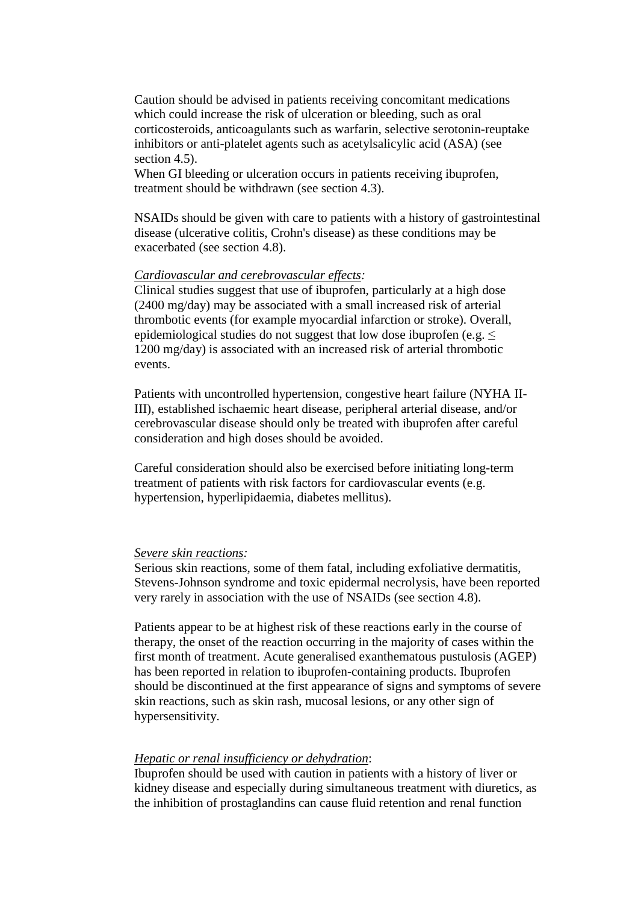Caution should be advised in patients receiving concomitant medications which could increase the risk of ulceration or bleeding, such as oral corticosteroids, anticoagulants such as warfarin, selective serotonin-reuptake inhibitors or anti-platelet agents such as acetylsalicylic acid (ASA) (see section 4.5).
When GI bleeding or ulceration occurs in patients receiving ibuprofen, treatment should be withdrawn (see section 4.3).

NSAIDs should be given with care to patients with a history of gastrointestinal disease (ulcerative colitis, Crohn's disease) as these conditions may be exacerbated (see section 4.8).

*Cardiovascular and cerebrovascular effects:*
Clinical studies suggest that use of ibuprofen, particularly at a high dose (2400 mg/day) may be associated with a small increased risk of arterial thrombotic events (for example myocardial infarction or stroke). Overall, epidemiological studies do not suggest that low dose ibuprofen (e.g. ≤ 1200 mg/day) is associated with an increased risk of arterial thrombotic events.

Patients with uncontrolled hypertension, congestive heart failure (NYHA II-III), established ischaemic heart disease, peripheral arterial disease, and/or cerebrovascular disease should only be treated with ibuprofen after careful consideration and high doses should be avoided.

Careful consideration should also be exercised before initiating long-term treatment of patients with risk factors for cardiovascular events (e.g. hypertension, hyperlipidaemia, diabetes mellitus).

*Severe skin reactions:*
Serious skin reactions, some of them fatal, including exfoliative dermatitis, Stevens-Johnson syndrome and toxic epidermal necrolysis, have been reported very rarely in association with the use of NSAIDs (see section 4.8).

Patients appear to be at highest risk of these reactions early in the course of therapy, the onset of the reaction occurring in the majority of cases within the first month of treatment. Acute generalised exanthematous pustulosis (AGEP) has been reported in relation to ibuprofen-containing products. Ibuprofen should be discontinued at the first appearance of signs and symptoms of severe skin reactions, such as skin rash, mucosal lesions, or any other sign of hypersensitivity.

*Hepatic or renal insufficiency or dehydration*:
Ibuprofen should be used with caution in patients with a history of liver or kidney disease and especially during simultaneous treatment with diuretics, as the inhibition of prostaglandins can cause fluid retention and renal function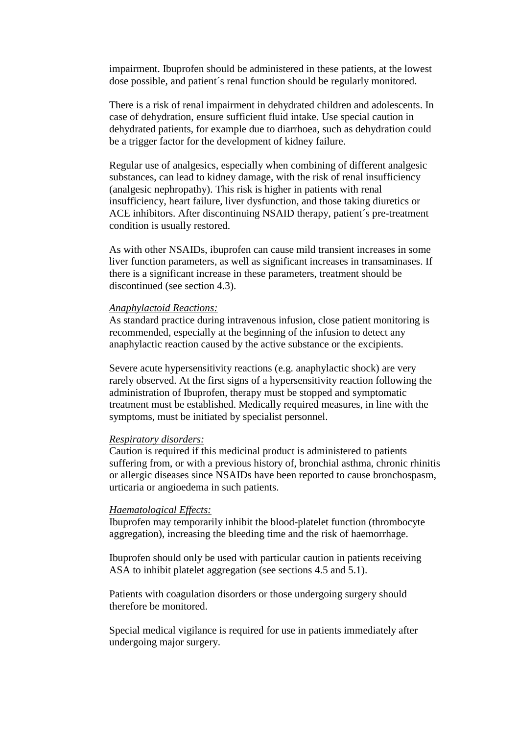impairment. Ibuprofen should be administered in these patients, at the lowest dose possible, and patient´s renal function should be regularly monitored.

There is a risk of renal impairment in dehydrated children and adolescents. In case of dehydration, ensure sufficient fluid intake. Use special caution in dehydrated patients, for example due to diarrhoea, such as dehydration could be a trigger factor for the development of kidney failure.

Regular use of analgesics, especially when combining of different analgesic substances, can lead to kidney damage, with the risk of renal insufficiency (analgesic nephropathy). This risk is higher in patients with renal insufficiency, heart failure, liver dysfunction, and those taking diuretics or ACE inhibitors. After discontinuing NSAID therapy, patient´s pre-treatment condition is usually restored.

As with other NSAIDs, ibuprofen can cause mild transient increases in some liver function parameters, as well as significant increases in transaminases. If there is a significant increase in these parameters, treatment should be discontinued (see section 4.3).

*Anaphylactoid Reactions:*
As standard practice during intravenous infusion, close patient monitoring is recommended, especially at the beginning of the infusion to detect any anaphylactic reaction caused by the active substance or the excipients.

Severe acute hypersensitivity reactions (e.g. anaphylactic shock) are very rarely observed. At the first signs of a hypersensitivity reaction following the administration of Ibuprofen, therapy must be stopped and symptomatic treatment must be established. Medically required measures, in line with the symptoms, must be initiated by specialist personnel.

*Respiratory disorders:*
Caution is required if this medicinal product is administered to patients suffering from, or with a previous history of, bronchial asthma, chronic rhinitis or allergic diseases since NSAIDs have been reported to cause bronchospasm, urticaria or angioedema in such patients.

*Haematological Effects:*
Ibuprofen may temporarily inhibit the blood-platelet function (thrombocyte aggregation), increasing the bleeding time and the risk of haemorrhage.

Ibuprofen should only be used with particular caution in patients receiving ASA to inhibit platelet aggregation (see sections 4.5 and 5.1).

Patients with coagulation disorders or those undergoing surgery should therefore be monitored.

Special medical vigilance is required for use in patients immediately after undergoing major surgery.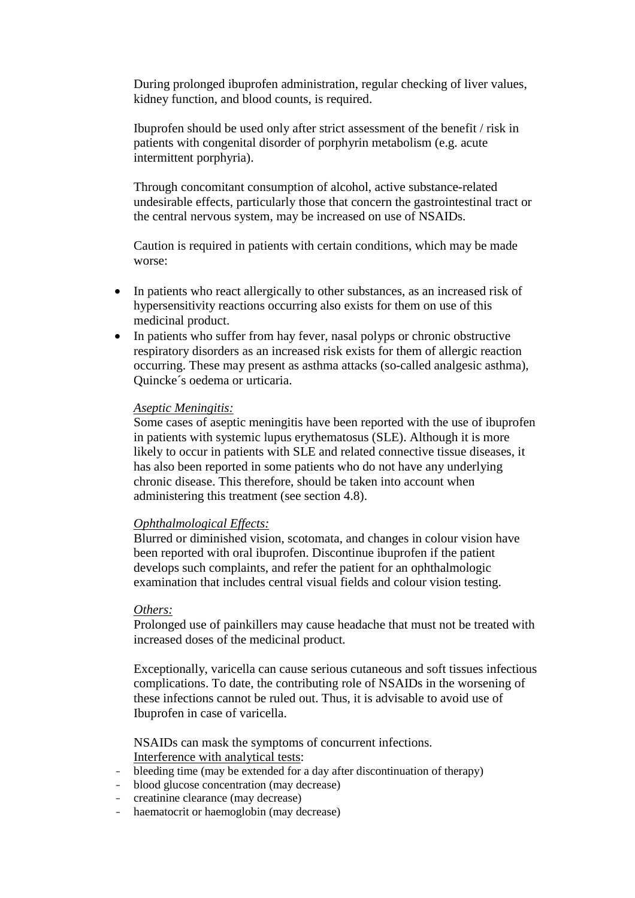During prolonged ibuprofen administration, regular checking of liver values, kidney function, and blood counts, is required.

Ibuprofen should be used only after strict assessment of the benefit / risk in patients with congenital disorder of porphyrin metabolism (e.g. acute intermittent porphyria).

Through concomitant consumption of alcohol, active substance-related undesirable effects, particularly those that concern the gastrointestinal tract or the central nervous system, may be increased on use of NSAIDs.

Caution is required in patients with certain conditions, which may be made worse:

- In patients who react allergically to other substances, as an increased risk of hypersensitivity reactions occurring also exists for them on use of this medicinal product.
- In patients who suffer from hay fever, nasal polyps or chronic obstructive respiratory disorders as an increased risk exists for them of allergic reaction occurring. These may present as asthma attacks (so-called analgesic asthma), Quincke´s oedema or urticaria.

*Aseptic Meningitis:*

Some cases of aseptic meningitis have been reported with the use of ibuprofen in patients with systemic lupus erythematosus (SLE). Although it is more likely to occur in patients with SLE and related connective tissue diseases, it has also been reported in some patients who do not have any underlying chronic disease. This therefore, should be taken into account when administering this treatment (see section 4.8).

*Ophthalmological Effects:*

Blurred or diminished vision, scotomata, and changes in colour vision have been reported with oral ibuprofen. Discontinue ibuprofen if the patient develops such complaints, and refer the patient for an ophthalmologic examination that includes central visual fields and colour vision testing.

*Others:*

Prolonged use of painkillers may cause headache that must not be treated with increased doses of the medicinal product.

Exceptionally, varicella can cause serious cutaneous and soft tissues infectious complications. To date, the contributing role of NSAIDs in the worsening of these infections cannot be ruled out. Thus, it is advisable to avoid use of Ibuprofen in case of varicella.

NSAIDs can mask the symptoms of concurrent infections.

Interference with analytical tests:

- bleeding time (may be extended for a day after discontinuation of therapy)
- blood glucose concentration (may decrease)
- creatinine clearance (may decrease)
- haematocrit or haemoglobin (may decrease)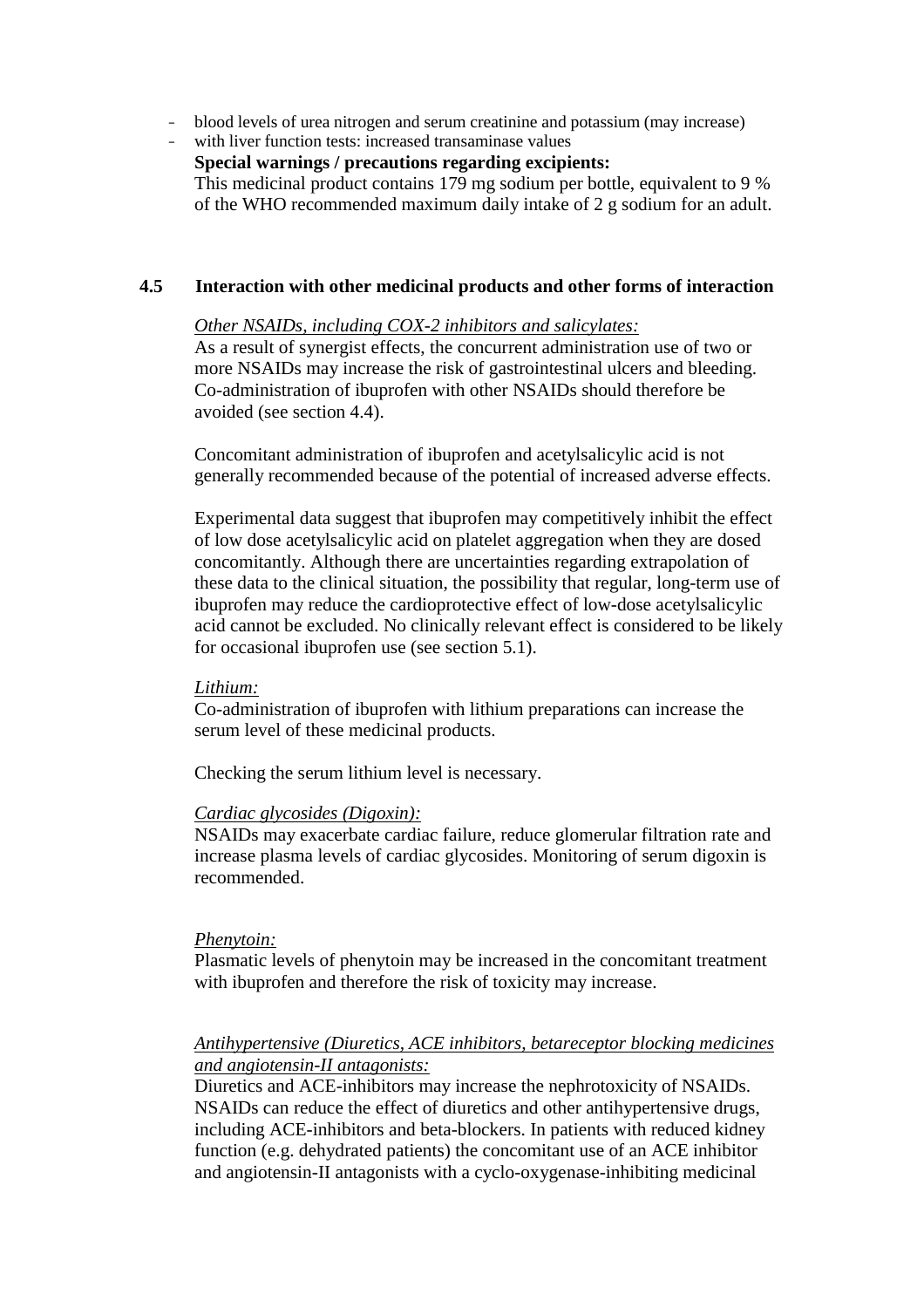- blood levels of urea nitrogen and serum creatinine and potassium (may increase)
- with liver function tests: increased transaminase values

**Special warnings / precautions regarding excipients:**
This medicinal product contains 179 mg sodium per bottle, equivalent to 9 % of the WHO recommended maximum daily intake of 2 g sodium for an adult.

## 4.5 Interaction with other medicinal products and other forms of interaction

*Other NSAIDs, including COX-2 inhibitors and salicylates:*
As a result of synergist effects, the concurrent administration use of two or more NSAIDs may increase the risk of gastrointestinal ulcers and bleeding. Co-administration of ibuprofen with other NSAIDs should therefore be avoided (see section 4.4).

Concomitant administration of ibuprofen and acetylsalicylic acid is not generally recommended because of the potential of increased adverse effects.

Experimental data suggest that ibuprofen may competitively inhibit the effect of low dose acetylsalicylic acid on platelet aggregation when they are dosed concomitantly. Although there are uncertainties regarding extrapolation of these data to the clinical situation, the possibility that regular, long-term use of ibuprofen may reduce the cardioprotective effect of low-dose acetylsalicylic acid cannot be excluded. No clinically relevant effect is considered to be likely for occasional ibuprofen use (see section 5.1).

*Lithium:*
Co-administration of ibuprofen with lithium preparations can increase the serum level of these medicinal products.

Checking the serum lithium level is necessary.

*Cardiac glycosides (Digoxin):*
NSAIDs may exacerbate cardiac failure, reduce glomerular filtration rate and increase plasma levels of cardiac glycosides. Monitoring of serum digoxin is recommended.

*Phenytoin:*
Plasmatic levels of phenytoin may be increased in the concomitant treatment with ibuprofen and therefore the risk of toxicity may increase.

*Antihypertensive (Diuretics, ACE inhibitors, betareceptor blocking medicines and angiotensin-II antagonists:*
Diuretics and ACE-inhibitors may increase the nephrotoxicity of NSAIDs. NSAIDs can reduce the effect of diuretics and other antihypertensive drugs, including ACE-inhibitors and beta-blockers. In patients with reduced kidney function (e.g. dehydrated patients) the concomitant use of an ACE inhibitor and angiotensin-II antagonists with a cyclo-oxygenase-inhibiting medicinal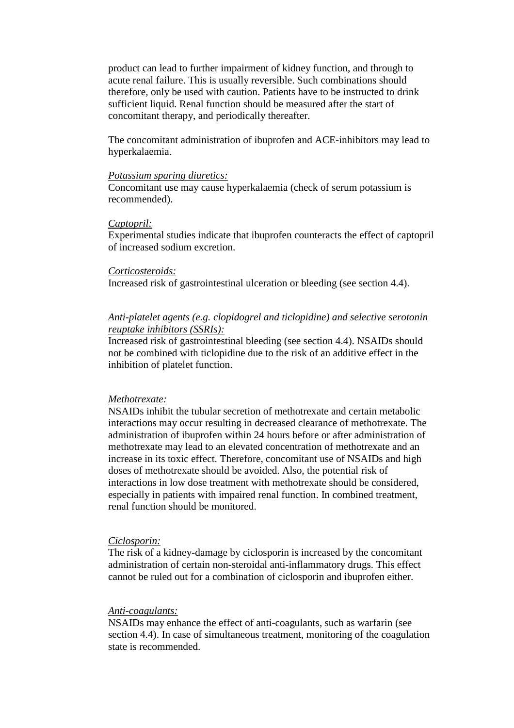product can lead to further impairment of kidney function, and through to acute renal failure. This is usually reversible. Such combinations should therefore, only be used with caution. Patients have to be instructed to drink sufficient liquid. Renal function should be measured after the start of concomitant therapy, and periodically thereafter.

The concomitant administration of ibuprofen and ACE-inhibitors may lead to hyperkalaemia.

*Potassium sparing diuretics:*
Concomitant use may cause hyperkalaemia (check of serum potassium is recommended).

*Captopril:*
Experimental studies indicate that ibuprofen counteracts the effect of captopril of increased sodium excretion.

*Corticosteroids:*
Increased risk of gastrointestinal ulceration or bleeding (see section 4.4).

*Anti-platelet agents (e.g. clopidogrel and ticlopidine) and selective serotonin reuptake inhibitors (SSRIs):*
Increased risk of gastrointestinal bleeding (see section 4.4). NSAIDs should not be combined with ticlopidine due to the risk of an additive effect in the inhibition of platelet function.

*Methotrexate:*
NSAIDs inhibit the tubular secretion of methotrexate and certain metabolic interactions may occur resulting in decreased clearance of methotrexate. The administration of ibuprofen within 24 hours before or after administration of methotrexate may lead to an elevated concentration of methotrexate and an increase in its toxic effect. Therefore, concomitant use of NSAIDs and high doses of methotrexate should be avoided. Also, the potential risk of interactions in low dose treatment with methotrexate should be considered, especially in patients with impaired renal function. In combined treatment, renal function should be monitored.

*Ciclosporin:*
The risk of a kidney-damage by ciclosporin is increased by the concomitant administration of certain non-steroidal anti-inflammatory drugs. This effect cannot be ruled out for a combination of ciclosporin and ibuprofen either.

*Anti-coagulants:*
NSAIDs may enhance the effect of anti-coagulants, such as warfarin (see section 4.4). In case of simultaneous treatment, monitoring of the coagulation state is recommended.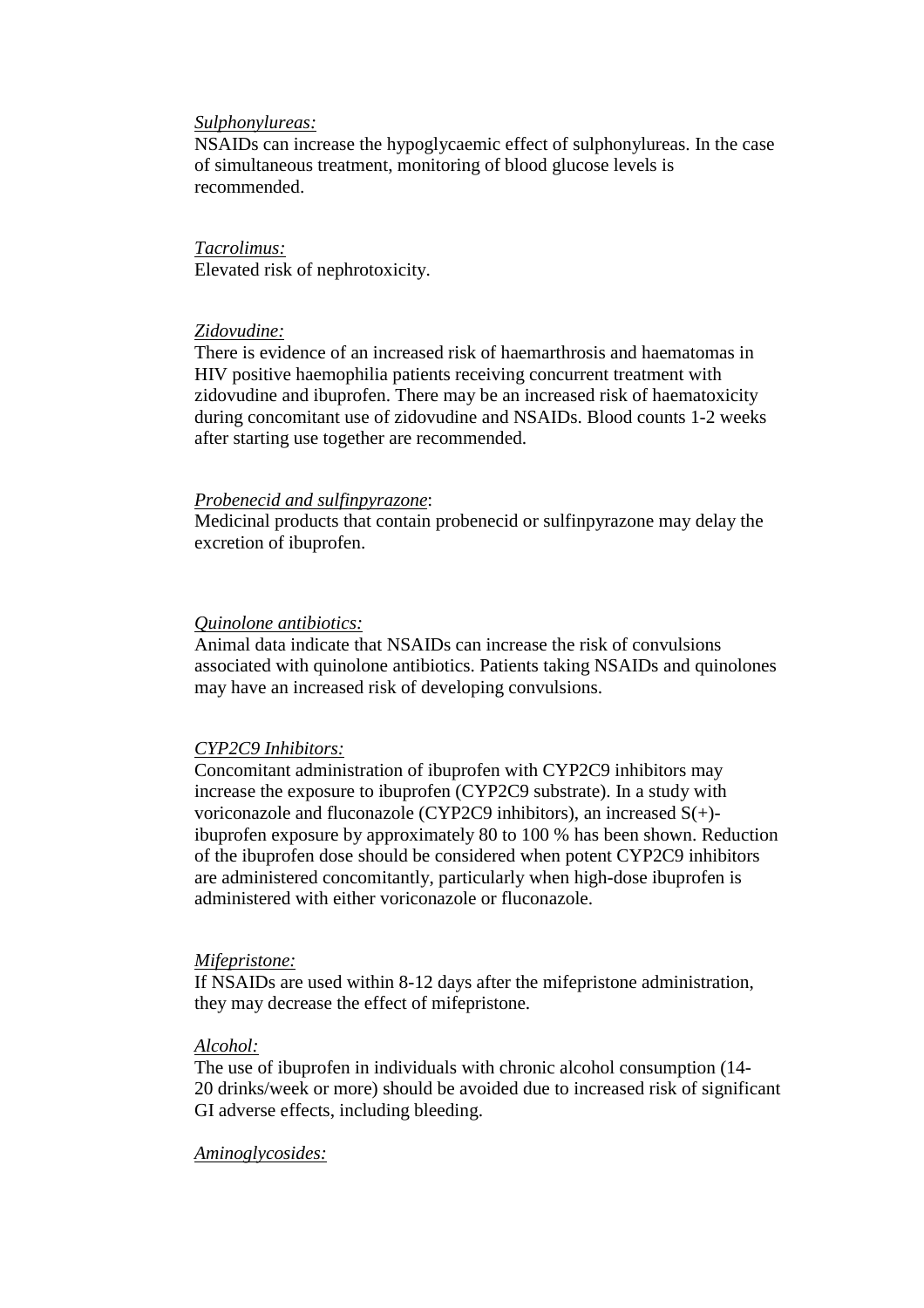*Sulphonylureas:*
NSAIDs can increase the hypoglycaemic effect of sulphonylureas. In the case of simultaneous treatment, monitoring of blood glucose levels is recommended.

*Tacrolimus:*
Elevated risk of nephrotoxicity.

*Zidovudine:*
There is evidence of an increased risk of haemarthrosis and haematomas in HIV positive haemophilia patients receiving concurrent treatment with zidovudine and ibuprofen. There may be an increased risk of haematoxicity during concomitant use of zidovudine and NSAIDs. Blood counts 1-2 weeks after starting use together are recommended.

*Probenecid and sulfinpyrazone*:
Medicinal products that contain probenecid or sulfinpyrazone may delay the excretion of ibuprofen.

*Quinolone antibiotics:*
Animal data indicate that NSAIDs can increase the risk of convulsions associated with quinolone antibiotics. Patients taking NSAIDs and quinolones may have an increased risk of developing convulsions.

*CYP2C9 Inhibitors:*
Concomitant administration of ibuprofen with CYP2C9 inhibitors may increase the exposure to ibuprofen (CYP2C9 substrate). In a study with voriconazole and fluconazole (CYP2C9 inhibitors), an increased S(+)-ibuprofen exposure by approximately 80 to 100 % has been shown. Reduction of the ibuprofen dose should be considered when potent CYP2C9 inhibitors are administered concomitantly, particularly when high-dose ibuprofen is administered with either voriconazole or fluconazole.

*Mifepristone:*
If NSAIDs are used within 8-12 days after the mifepristone administration, they may decrease the effect of mifepristone.

*Alcohol:*
The use of ibuprofen in individuals with chronic alcohol consumption (14-20 drinks/week or more) should be avoided due to increased risk of significant GI adverse effects, including bleeding.

*Aminoglycosides:*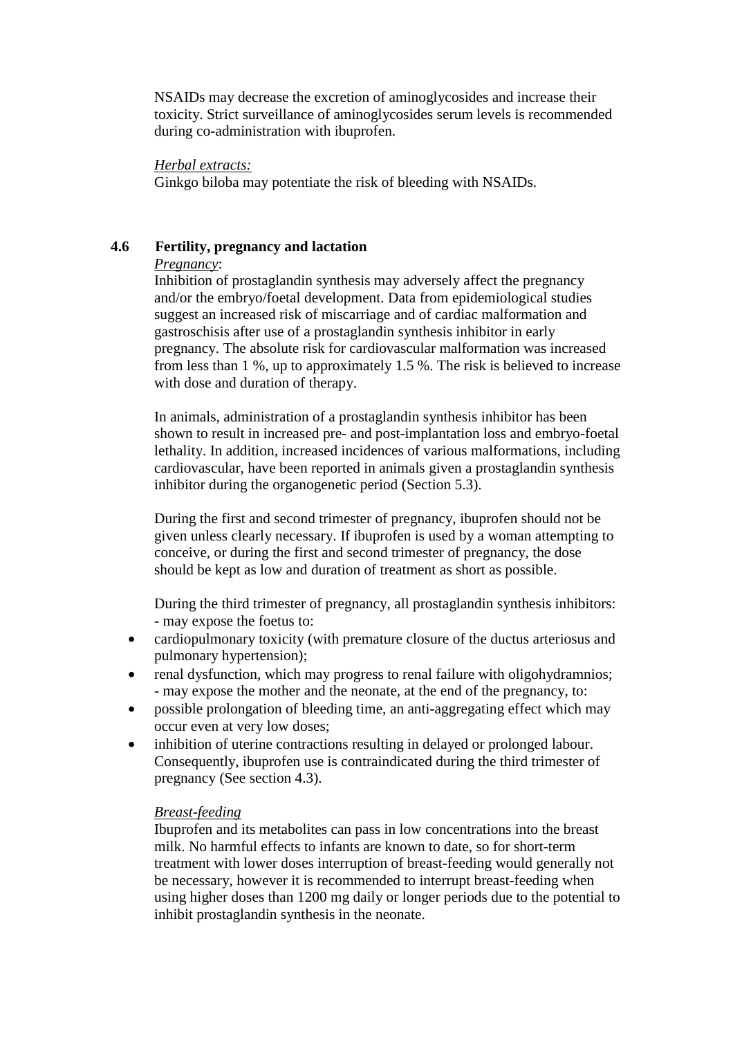NSAIDs may decrease the excretion of aminoglycosides and increase their toxicity. Strict surveillance of aminoglycosides serum levels is recommended during co-administration with ibuprofen.

*Herbal extracts:*
Ginkgo biloba may potentiate the risk of bleeding with NSAIDs.

## 4.6 Fertility, pregnancy and lactation

*Pregnancy*:
Inhibition of prostaglandin synthesis may adversely affect the pregnancy and/or the embryo/foetal development. Data from epidemiological studies suggest an increased risk of miscarriage and of cardiac malformation and gastroschisis after use of a prostaglandin synthesis inhibitor in early pregnancy. The absolute risk for cardiovascular malformation was increased from less than 1 %, up to approximately 1.5 %. The risk is believed to increase with dose and duration of therapy.

In animals, administration of a prostaglandin synthesis inhibitor has been shown to result in increased pre- and post-implantation loss and embryo-foetal lethality. In addition, increased incidences of various malformations, including cardiovascular, have been reported in animals given a prostaglandin synthesis inhibitor during the organogenetic period (Section 5.3).

During the first and second trimester of pregnancy, ibuprofen should not be given unless clearly necessary. If ibuprofen is used by a woman attempting to conceive, or during the first and second trimester of pregnancy, the dose should be kept as low and duration of treatment as short as possible.

During the third trimester of pregnancy, all prostaglandin synthesis inhibitors:
- may expose the foetus to:

- cardiopulmonary toxicity (with premature closure of the ductus arteriosus and pulmonary hypertension);
- renal dysfunction, which may progress to renal failure with oligohydramnios;

- may expose the mother and the neonate, at the end of the pregnancy, to:

- possible prolongation of bleeding time, an anti-aggregating effect which may occur even at very low doses;
- inhibition of uterine contractions resulting in delayed or prolonged labour.

Consequently, ibuprofen use is contraindicated during the third trimester of pregnancy (See section 4.3).

*Breast-feeding*
Ibuprofen and its metabolites can pass in low concentrations into the breast milk. No harmful effects to infants are known to date, so for short-term treatment with lower doses interruption of breast-feeding would generally not be necessary, however it is recommended to interrupt breast-feeding when using higher doses than 1200 mg daily or longer periods due to the potential to inhibit prostaglandin synthesis in the neonate.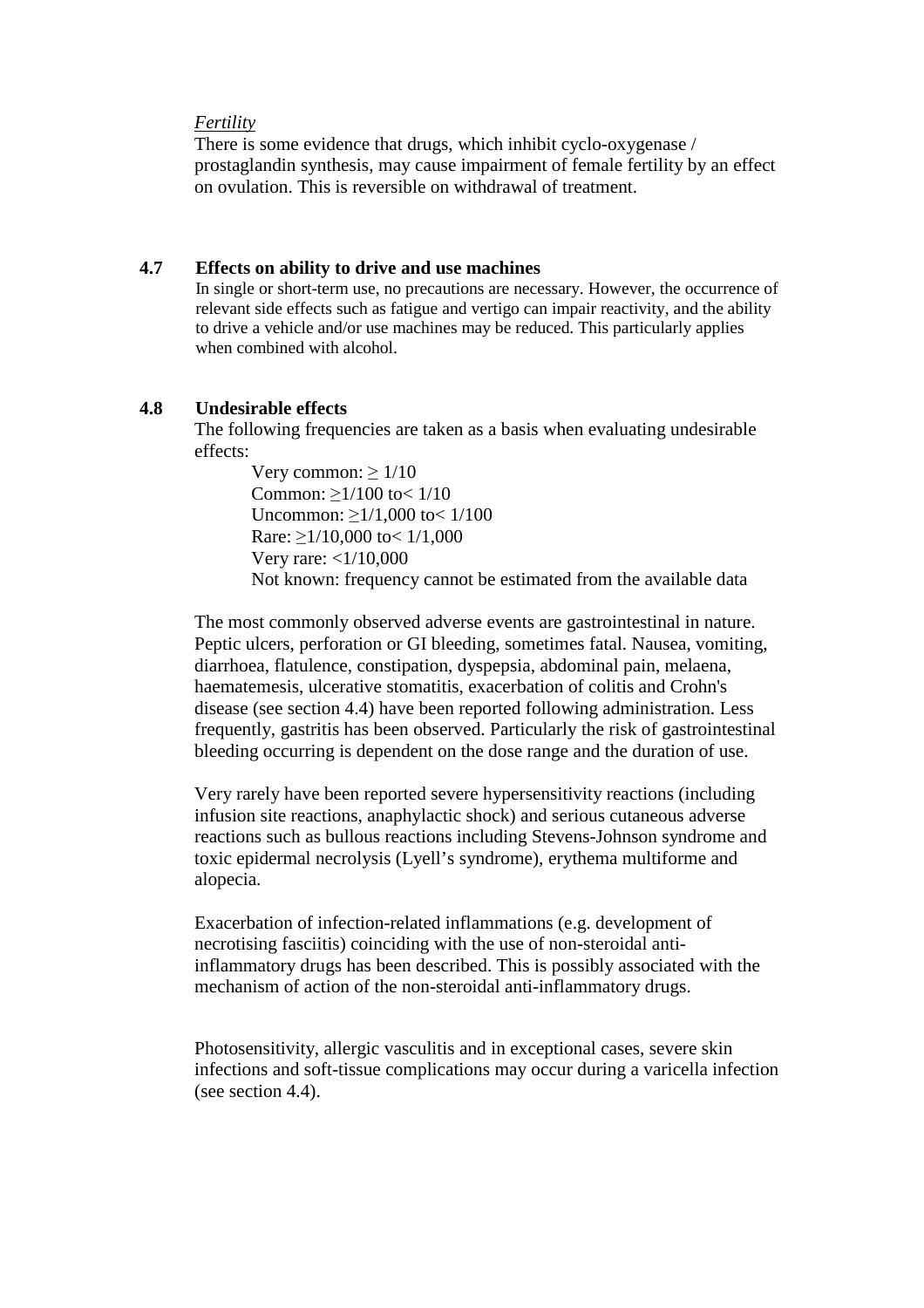*Fertility*

There is some evidence that drugs, which inhibit cyclo-oxygenase / prostaglandin synthesis, may cause impairment of female fertility by an effect on ovulation. This is reversible on withdrawal of treatment.

## 4.7 Effects on ability to drive and use machines

In single or short-term use, no precautions are necessary. However, the occurrence of relevant side effects such as fatigue and vertigo can impair reactivity, and the ability to drive a vehicle and/or use machines may be reduced. This particularly applies when combined with alcohol.

## 4.8 Undesirable effects

The following frequencies are taken as a basis when evaluating undesirable effects:

Very common: ≥ 1/10
Common: ≥1/100 to< 1/10
Uncommon: ≥1/1,000 to< 1/100
Rare: ≥1/10,000 to< 1/1,000
Very rare: <1/10,000
Not known: frequency cannot be estimated from the available data

The most commonly observed adverse events are gastrointestinal in nature. Peptic ulcers, perforation or GI bleeding, sometimes fatal. Nausea, vomiting, diarrhoea, flatulence, constipation, dyspepsia, abdominal pain, melaena, haematemesis, ulcerative stomatitis, exacerbation of colitis and Crohn's disease (see section 4.4) have been reported following administration. Less frequently, gastritis has been observed. Particularly the risk of gastrointestinal bleeding occurring is dependent on the dose range and the duration of use.

Very rarely have been reported severe hypersensitivity reactions (including infusion site reactions, anaphylactic shock) and serious cutaneous adverse reactions such as bullous reactions including Stevens-Johnson syndrome and toxic epidermal necrolysis (Lyell's syndrome), erythema multiforme and alopecia.

Exacerbation of infection-related inflammations (e.g. development of necrotising fasciitis) coinciding with the use of non-steroidal anti-inflammatory drugs has been described. This is possibly associated with the mechanism of action of the non-steroidal anti-inflammatory drugs.

Photosensitivity, allergic vasculitis and in exceptional cases, severe skin infections and soft-tissue complications may occur during a varicella infection (see section 4.4).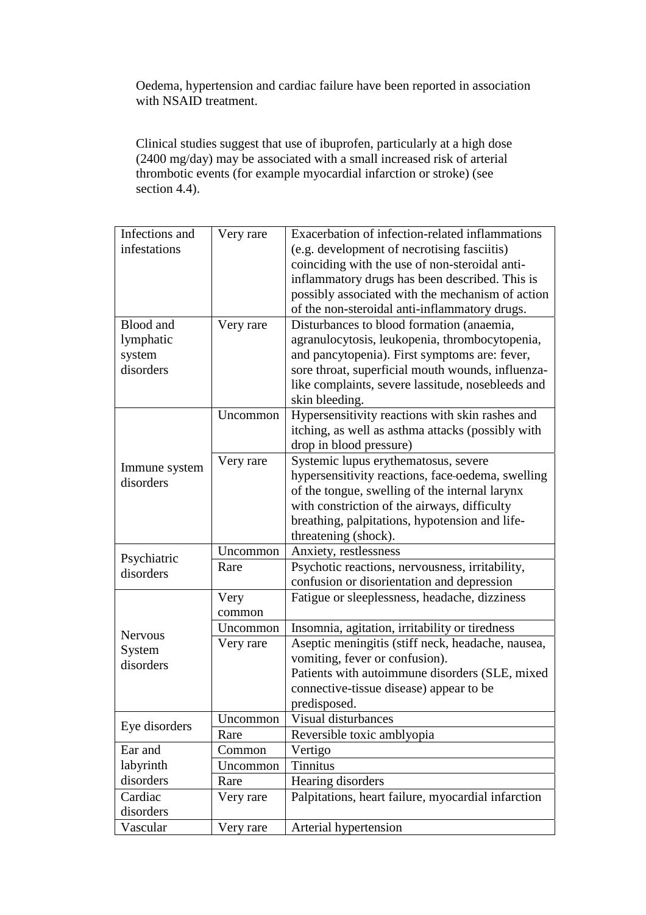Oedema, hypertension and cardiac failure have been reported in association with NSAID treatment.

Clinical studies suggest that use of ibuprofen, particularly at a high dose (2400 mg/day) may be associated with a small increased risk of arterial thrombotic events (for example myocardial infarction or stroke) (see section 4.4).

| | | |
|---|---|---|
| Infections and infestations | Very rare | Exacerbation of infection-related inflammations (e.g. development of necrotising fasciitis) coinciding with the use of non-steroidal anti-inflammatory drugs has been described. This is possibly associated with the mechanism of action of the non-steroidal anti-inflammatory drugs. |
| Blood and lymphatic system disorders | Very rare | Disturbances to blood formation (anaemia, agranulocytosis, leukopenia, thrombocytopenia, and pancytopenia). First symptoms are: fever, sore throat, superficial mouth wounds, influenza-like complaints, severe lassitude, nosebleeds and skin bleeding. |
| Immune system disorders | Uncommon | Hypersensitivity reactions with skin rashes and itching, as well as asthma attacks (possibly with drop in blood pressure) |
| | Very rare | Systemic lupus erythematosus, severe hypersensitivity reactions, face-oedema, swelling of the tongue, swelling of the internal larynx with constriction of the airways, difficulty breathing, palpitations, hypotension and life-threatening (shock). |
| Psychiatric disorders | Uncommon | Anxiety, restlessness |
| | Rare | Psychotic reactions, nervousness, irritability, confusion or disorientation and depression |
| Nervous System disorders | Very common | Fatigue or sleeplessness, headache, dizziness |
| | Uncommon | Insomnia, agitation, irritability or tiredness |
| | Very rare | Aseptic meningitis (stiff neck, headache, nausea, vomiting, fever or confusion). Patients with autoimmune disorders (SLE, mixed connective-tissue disease) appear to be predisposed. |
| Eye disorders | Uncommon | Visual disturbances |
| | Rare | Reversible toxic amblyopia |
| Ear and labyrinth disorders | Common | Vertigo |
| | Uncommon | Tinnitus |
| | Rare | Hearing disorders |
| Cardiac disorders | Very rare | Palpitations, heart failure, myocardial infarction |
| Vascular | Very rare | Arterial hypertension |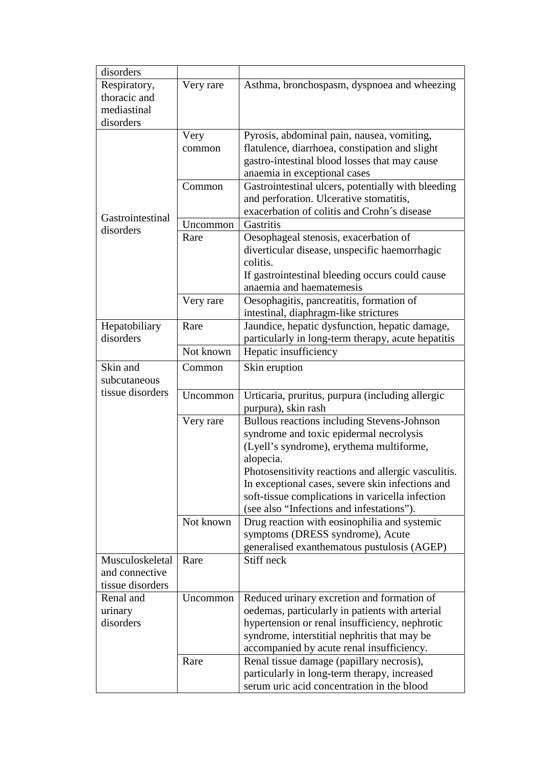| | | |
|---|---|---|
| disorders | | |
| Respiratory, thoracic and mediastinal disorders | Very rare | Asthma, bronchospasm, dyspnoea and wheezing |
| Gastrointestinal disorders | Very common | Pyrosis, abdominal pain, nausea, vomiting, flatulence, diarrhoea, constipation and slight gastro-intestinal blood losses that may cause anaemia in exceptional cases |
| | Common | Gastrointestinal ulcers, potentially with bleeding and perforation. Ulcerative stomatitis, exacerbation of colitis and Crohn´s disease |
| | Uncommon | Gastritis |
| | Rare | Oesophageal stenosis, exacerbation of diverticular disease, unspecific haemorrhagic colitis.<br>If gastrointestinal bleeding occurs could cause anaemia and haematemesis |
| | Very rare | Oesophagitis, pancreatitis, formation of intestinal, diaphragm-like strictures |
| Hepatobiliary disorders | Rare | Jaundice, hepatic dysfunction, hepatic damage, particularly in long-term therapy, acute hepatitis |
| | Not known | Hepatic insufficiency |
| Skin and subcutaneous tissue disorders | Common | Skin eruption |
| | Uncommon | Urticaria, pruritus, purpura (including allergic purpura), skin rash |
| | Very rare | Bullous reactions including Stevens-Johnson syndrome and toxic epidermal necrolysis (Lyell's syndrome), erythema multiforme, alopecia.<br>Photosensitivity reactions and allergic vasculitis.<br>In exceptional cases, severe skin infections and soft-tissue complications in varicella infection (see also "Infections and infestations"). |
| | Not known | Drug reaction with eosinophilia and systemic symptoms (DRESS syndrome), Acute generalised exanthematous pustulosis (AGEP) |
| Musculoskeletal and connective tissue disorders | Rare | Stiff neck |
| Renal and urinary disorders | Uncommon | Reduced urinary excretion and formation of oedemas, particularly in patients with arterial hypertension or renal insufficiency, nephrotic syndrome, interstitial nephritis that may be accompanied by acute renal insufficiency. |
| | Rare | Renal tissue damage (papillary necrosis), particularly in long-term therapy, increased serum uric acid concentration in the blood |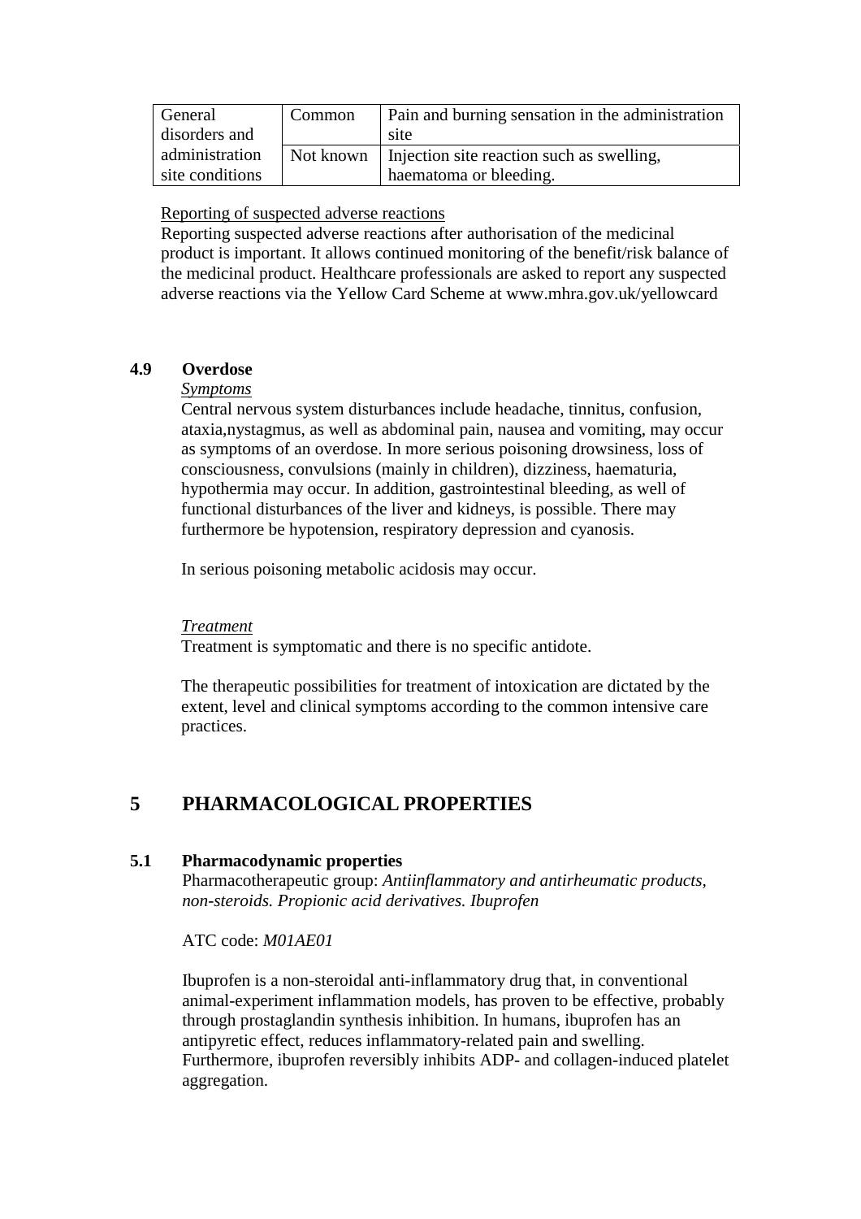| General disorders and administration site conditions | Common | Pain and burning sensation in the administration site |
| --- | --- | --- |
| | Not known | Injection site reaction such as swelling, haematoma or bleeding. |

Reporting of suspected adverse reactions

Reporting suspected adverse reactions after authorisation of the medicinal product is important. It allows continued monitoring of the benefit/risk balance of the medicinal product. Healthcare professionals are asked to report any suspected adverse reactions via the Yellow Card Scheme at www.mhra.gov.uk/yellowcard

### 4.9 Overdose

*Symptoms*

Central nervous system disturbances include headache, tinnitus, confusion, ataxia,nystagmus, as well as abdominal pain, nausea and vomiting, may occur as symptoms of an overdose. In more serious poisoning drowsiness, loss of consciousness, convulsions (mainly in children), dizziness, haematuria, hypothermia may occur. In addition, gastrointestinal bleeding, as well of functional disturbances of the liver and kidneys, is possible. There may furthermore be hypotension, respiratory depression and cyanosis.

In serious poisoning metabolic acidosis may occur.

*Treatment*

Treatment is symptomatic and there is no specific antidote.

The therapeutic possibilities for treatment of intoxication are dictated by the extent, level and clinical symptoms according to the common intensive care practices.

## 5 PHARMACOLOGICAL PROPERTIES

### 5.1 Pharmacodynamic properties

Pharmacotherapeutic group: *Antiinflammatory and antirheumatic products, non-steroids. Propionic acid derivatives. Ibuprofen*

ATC code: *M01AE01*

Ibuprofen is a non-steroidal anti-inflammatory drug that, in conventional animal-experiment inflammation models, has proven to be effective, probably through prostaglandin synthesis inhibition. In humans, ibuprofen has an antipyretic effect, reduces inflammatory-related pain and swelling. Furthermore, ibuprofen reversibly inhibits ADP- and collagen-induced platelet aggregation.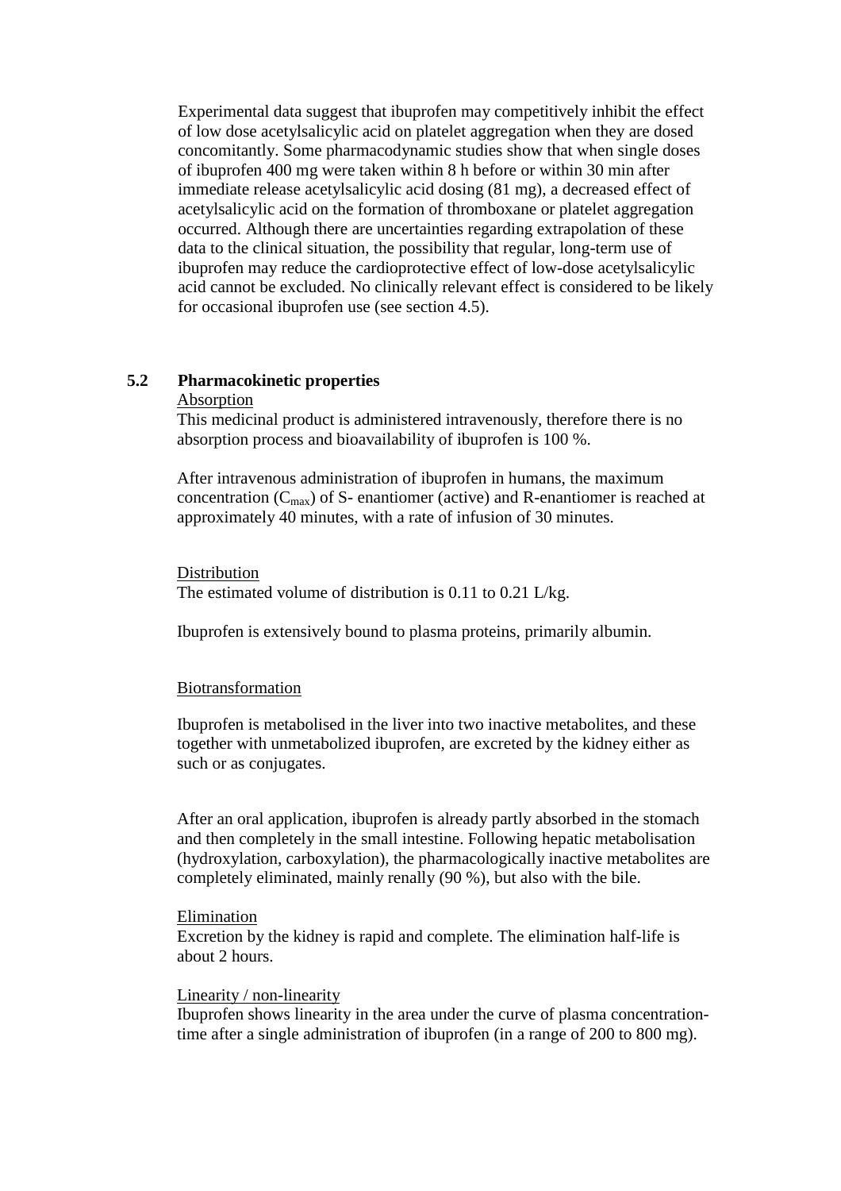Experimental data suggest that ibuprofen may competitively inhibit the effect of low dose acetylsalicylic acid on platelet aggregation when they are dosed concomitantly. Some pharmacodynamic studies show that when single doses of ibuprofen 400 mg were taken within 8 h before or within 30 min after immediate release acetylsalicylic acid dosing (81 mg), a decreased effect of acetylsalicylic acid on the formation of thromboxane or platelet aggregation occurred. Although there are uncertainties regarding extrapolation of these data to the clinical situation, the possibility that regular, long-term use of ibuprofen may reduce the cardioprotective effect of low-dose acetylsalicylic acid cannot be excluded. No clinically relevant effect is considered to be likely for occasional ibuprofen use (see section 4.5).

## 5.2 Pharmacokinetic properties

Absorption

This medicinal product is administered intravenously, therefore there is no absorption process and bioavailability of ibuprofen is 100 %.

After intravenous administration of ibuprofen in humans, the maximum concentration ($C_{max}$) of S- enantiomer (active) and R-enantiomer is reached at approximately 40 minutes, with a rate of infusion of 30 minutes.

Distribution

The estimated volume of distribution is 0.11 to 0.21 L/kg.

Ibuprofen is extensively bound to plasma proteins, primarily albumin.

Biotransformation

Ibuprofen is metabolised in the liver into two inactive metabolites, and these together with unmetabolized ibuprofen, are excreted by the kidney either as such or as conjugates.

After an oral application, ibuprofen is already partly absorbed in the stomach and then completely in the small intestine. Following hepatic metabolisation (hydroxylation, carboxylation), the pharmacologically inactive metabolites are completely eliminated, mainly renally (90 %), but also with the bile.

Elimination

Excretion by the kidney is rapid and complete. The elimination half-life is about 2 hours.

Linearity / non-linearity

Ibuprofen shows linearity in the area under the curve of plasma concentration-time after a single administration of ibuprofen (in a range of 200 to 800 mg).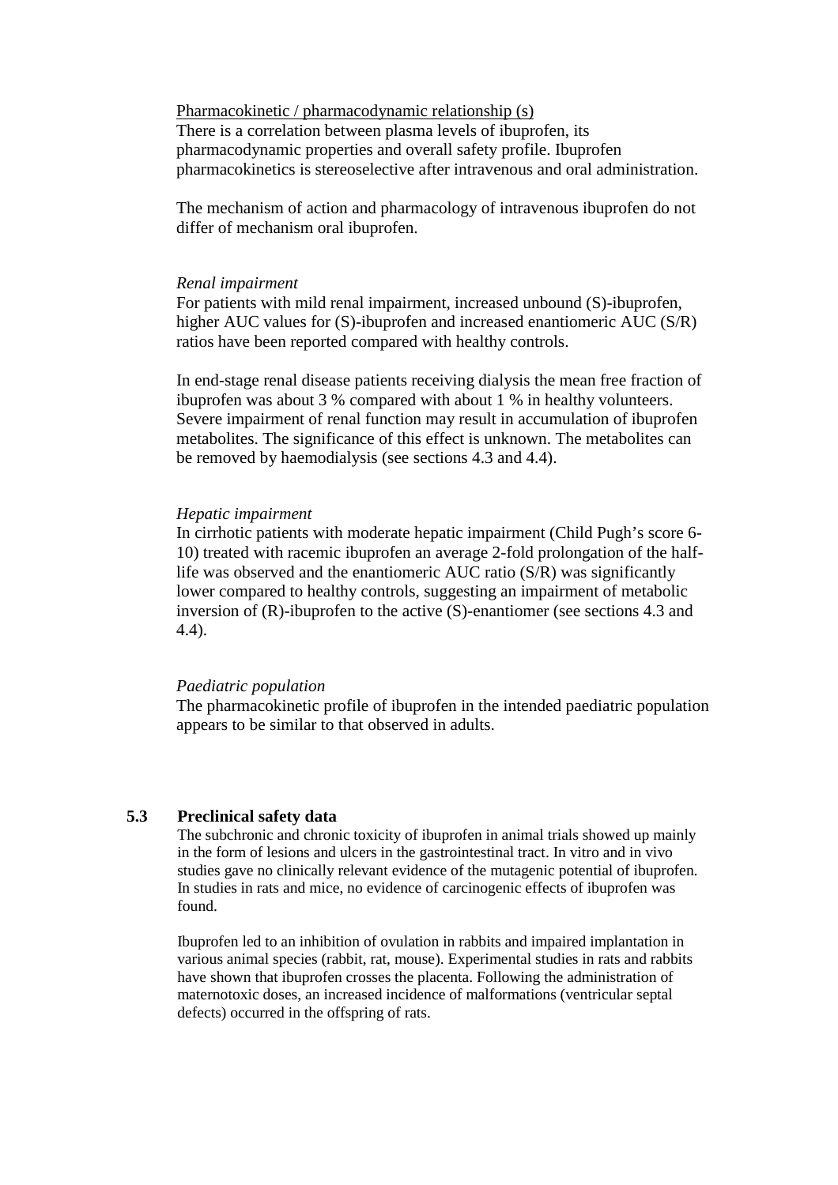Pharmacokinetic / pharmacodynamic relationship (s)

There is a correlation between plasma levels of ibuprofen, its pharmacodynamic properties and overall safety profile. Ibuprofen pharmacokinetics is stereoselective after intravenous and oral administration.

The mechanism of action and pharmacology of intravenous ibuprofen do not differ of mechanism oral ibuprofen.

*Renal impairment*

For patients with mild renal impairment, increased unbound (S)-ibuprofen, higher AUC values for (S)-ibuprofen and increased enantiomeric AUC (S/R) ratios have been reported compared with healthy controls.

In end-stage renal disease patients receiving dialysis the mean free fraction of ibuprofen was about 3 % compared with about 1 % in healthy volunteers. Severe impairment of renal function may result in accumulation of ibuprofen metabolites. The significance of this effect is unknown. The metabolites can be removed by haemodialysis (see sections 4.3 and 4.4).

*Hepatic impairment*

In cirrhotic patients with moderate hepatic impairment (Child Pugh's score 6-10) treated with racemic ibuprofen an average 2-fold prolongation of the half-life was observed and the enantiomeric AUC ratio (S/R) was significantly lower compared to healthy controls, suggesting an impairment of metabolic inversion of (R)-ibuprofen to the active (S)-enantiomer (see sections 4.3 and 4.4).

*Paediatric population*

The pharmacokinetic profile of ibuprofen in the intended paediatric population appears to be similar to that observed in adults.

## 5.3 Preclinical safety data

The subchronic and chronic toxicity of ibuprofen in animal trials showed up mainly in the form of lesions and ulcers in the gastrointestinal tract. In vitro and in vivo studies gave no clinically relevant evidence of the mutagenic potential of ibuprofen. In studies in rats and mice, no evidence of carcinogenic effects of ibuprofen was found.

Ibuprofen led to an inhibition of ovulation in rabbits and impaired implantation in various animal species (rabbit, rat, mouse). Experimental studies in rats and rabbits have shown that ibuprofen crosses the placenta. Following the administration of maternotoxic doses, an increased incidence of malformations (ventricular septal defects) occurred in the offspring of rats.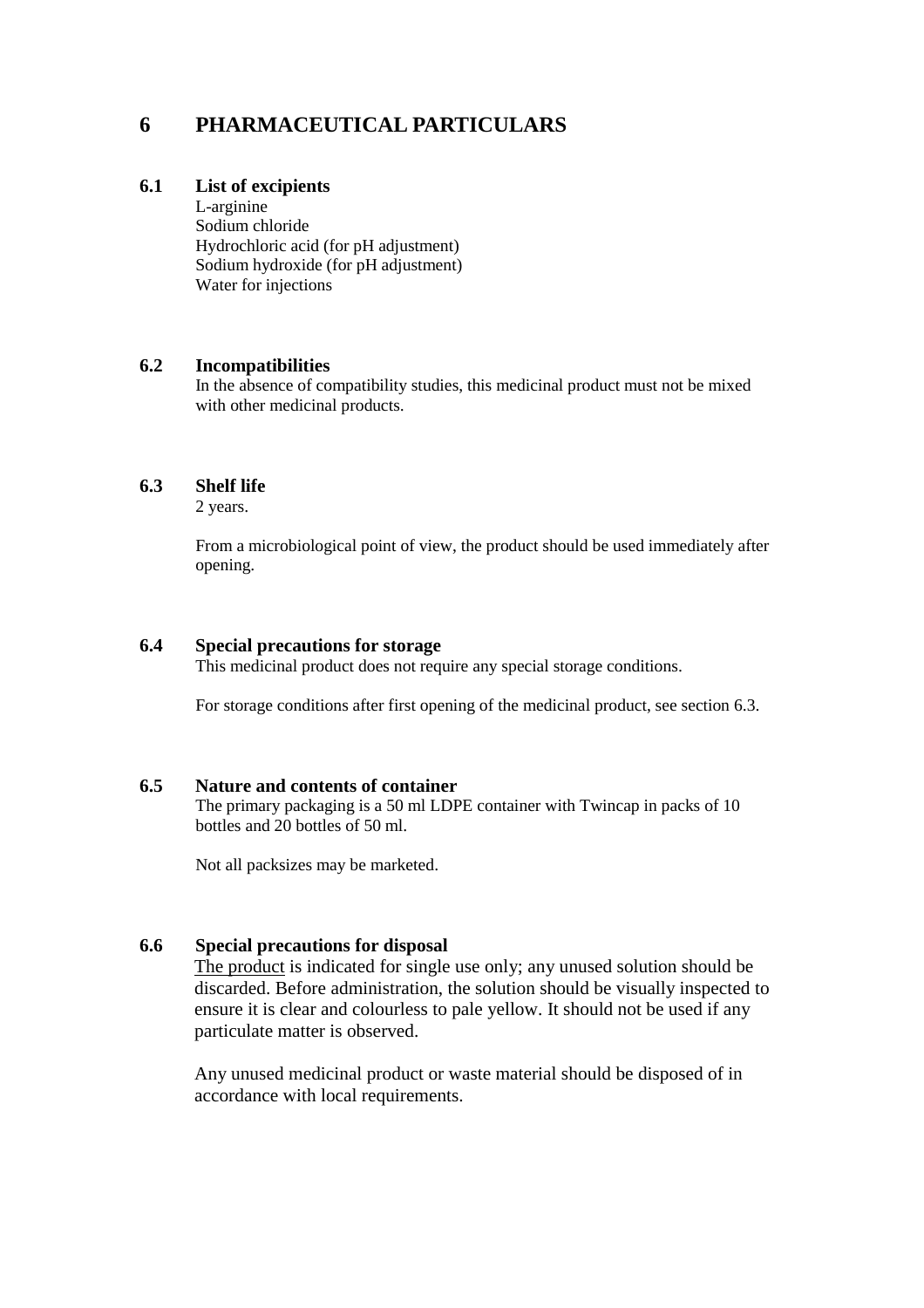# 6 PHARMACEUTICAL PARTICULARS

## 6.1 List of excipients

L-arginine
Sodium chloride
Hydrochloric acid (for pH adjustment)
Sodium hydroxide (for pH adjustment)
Water for injections

## 6.2 Incompatibilities

In the absence of compatibility studies, this medicinal product must not be mixed with other medicinal products.

## 6.3 Shelf life

2 years.

From a microbiological point of view, the product should be used immediately after opening.

## 6.4 Special precautions for storage

This medicinal product does not require any special storage conditions.

For storage conditions after first opening of the medicinal product, see section 6.3.

## 6.5 Nature and contents of container

The primary packaging is a 50 ml LDPE container with Twincap in packs of 10 bottles and 20 bottles of 50 ml.

Not all packsizes may be marketed.

## 6.6 Special precautions for disposal

The product is indicated for single use only; any unused solution should be discarded. Before administration, the solution should be visually inspected to ensure it is clear and colourless to pale yellow. It should not be used if any particulate matter is observed.

Any unused medicinal product or waste material should be disposed of in accordance with local requirements.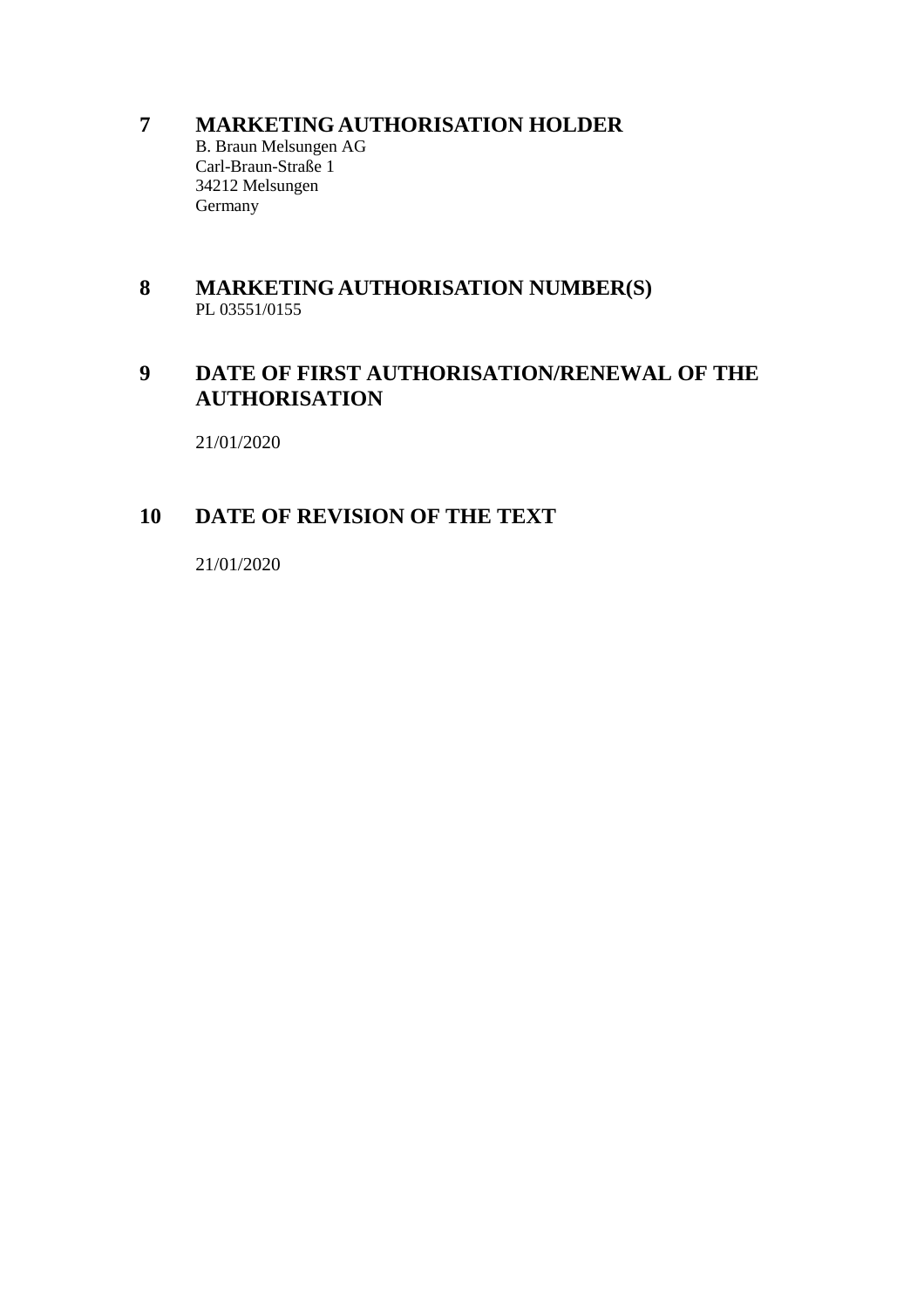## 7 MARKETING AUTHORISATION HOLDER

B. Braun Melsungen AG
Carl-Braun-Straße 1
34212 Melsungen
Germany

## 8 MARKETING AUTHORISATION NUMBER(S)

PL 03551/0155

## 9 DATE OF FIRST AUTHORISATION/RENEWAL OF THE AUTHORISATION

21/01/2020

## 10 DATE OF REVISION OF THE TEXT

21/01/2020